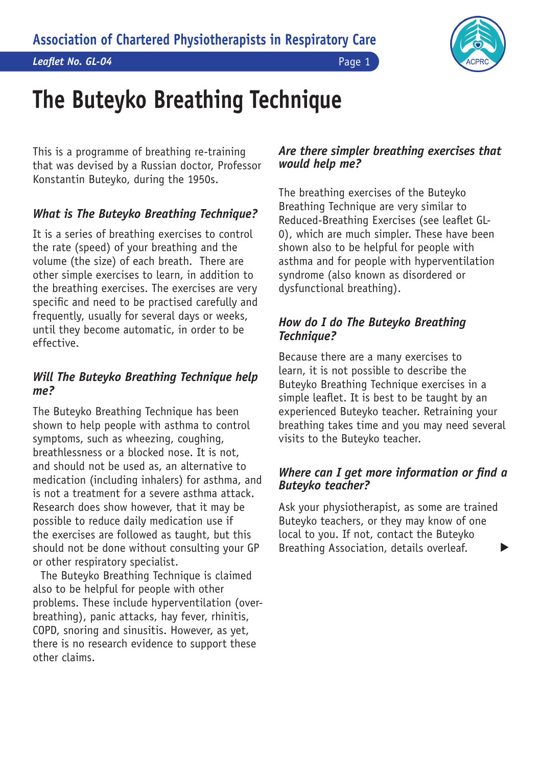# The Buteyko Breathing Technique

This is a programme of breathing re-training that was devised by a Russian doctor, Professor Konstantin Buteyko, during the 1950s.

### *What is The Buteyko Breathing Technique?*

It is a series of breathing exercises to control the rate (speed) of your breathing and the volume (the size) of each breath. There are other simple exercises to learn, in addition to the breathing exercises. The exercises are very specific and need to be practised carefully and frequently, usually for several days or weeks, until they become automatic, in order to be effective.

### *Will The Buteyko Breathing Technique help me?*

The Buteyko Breathing Technique has been shown to help people with asthma to control symptoms, such as wheezing, coughing, breathlessness or a blocked nose. It is not, and should not be used as, an alternative to medication (including inhalers) for asthma, and is not a treatment for a severe asthma attack. Research does show however, that it may be possible to reduce daily medication use if the exercises are followed as taught, but this should not be done without consulting your GP or other respiratory specialist.

The Buteyko Breathing Technique is claimed also to be helpful for people with other problems. These include hyperventilation (over-breathing), panic attacks, hay fever, rhinitis, COPD, snoring and sinusitis. However, as yet, there is no research evidence to support these other claims.

### *Are there simpler breathing exercises that would help me?*

The breathing exercises of the Buteyko Breathing Technique are very similar to Reduced-Breathing Exercises (see leaflet GL-0), which are much simpler. These have been shown also to be helpful for people with asthma and for people with hyperventilation syndrome (also known as disordered or dysfunctional breathing).

### *How do I do The Buteyko Breathing Technique?*

Because there are a many exercises to learn, it is not possible to describe the Buteyko Breathing Technique exercises in a simple leaflet. It is best to be taught by an experienced Buteyko teacher. Retraining your breathing takes time and you may need several visits to the Buteyko teacher.

### *Where can I get more information or find a Buteyko teacher?*

Ask your physiotherapist, as some are trained Buteyko teachers, or they may know of one local to you. If not, contact the Buteyko Breathing Association, details overleaf. ▶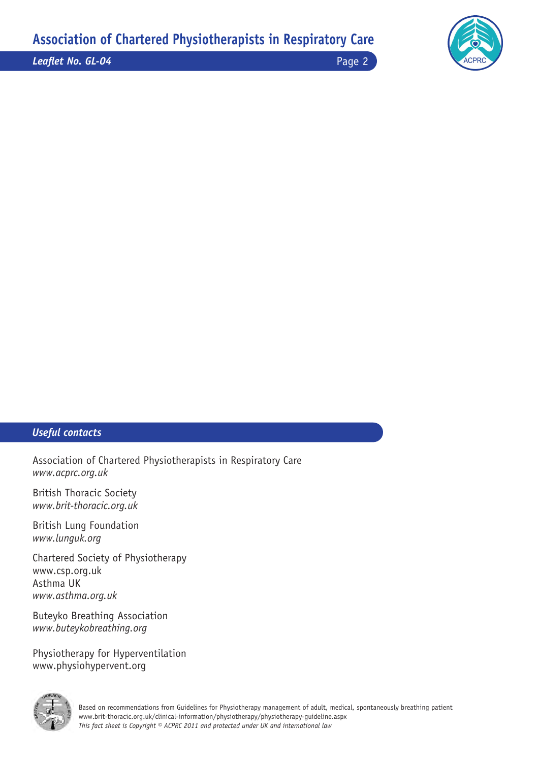## *Useful contacts*

Association of Chartered Physiotherapists in Respiratory Care
*www.acprc.org.uk*

British Thoracic Society
*www.brit-thoracic.org.uk*

British Lung Foundation
*www.lunguk.org*

Chartered Society of Physiotherapy
www.csp.org.uk
Asthma UK
*www.asthma.org.uk*

Buteyko Breathing Association
*www.buteykobreathing.org*

Physiotherapy for Hyperventilation
www.physiohypervent.org

Based on recommendations from Guidelines for Physiotherapy management of adult, medical, spontaneously breathing patient
www.brit-thoracic.org.uk/clinical-information/physiotherapy/physiotherapy-guideline.aspx
*This fact sheet is Copyright © ACPRC 2011 and protected under UK and international law*